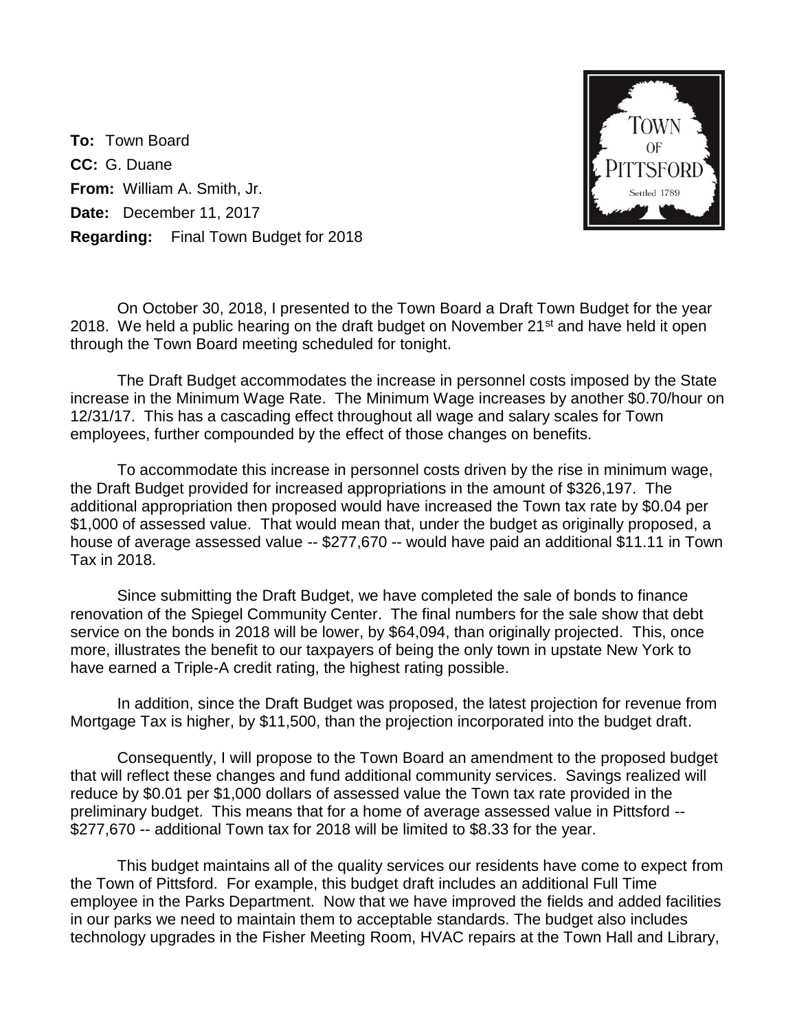**To:** Town Board
**CC:** G. Duane
**From:** William A. Smith, Jr.
**Date:** December 11, 2017
**Regarding:** Final Town Budget for 2018

On October 30, 2018, I presented to the Town Board a Draft Town Budget for the year 2018. We held a public hearing on the draft budget on November 21st and have held it open through the Town Board meeting scheduled for tonight.

The Draft Budget accommodates the increase in personnel costs imposed by the State increase in the Minimum Wage Rate. The Minimum Wage increases by another $0.70/hour on 12/31/17. This has a cascading effect throughout all wage and salary scales for Town employees, further compounded by the effect of those changes on benefits.

To accommodate this increase in personnel costs driven by the rise in minimum wage, the Draft Budget provided for increased appropriations in the amount of $326,197. The additional appropriation then proposed would have increased the Town tax rate by $0.04 per $1,000 of assessed value. That would mean that, under the budget as originally proposed, a house of average assessed value -- $277,670 -- would have paid an additional $11.11 in Town Tax in 2018.

Since submitting the Draft Budget, we have completed the sale of bonds to finance renovation of the Spiegel Community Center. The final numbers for the sale show that debt service on the bonds in 2018 will be lower, by $64,094, than originally projected. This, once more, illustrates the benefit to our taxpayers of being the only town in upstate New York to have earned a Triple-A credit rating, the highest rating possible.

In addition, since the Draft Budget was proposed, the latest projection for revenue from Mortgage Tax is higher, by $11,500, than the projection incorporated into the budget draft.

Consequently, I will propose to the Town Board an amendment to the proposed budget that will reflect these changes and fund additional community services. Savings realized will reduce by $0.01 per $1,000 dollars of assessed value the Town tax rate provided in the preliminary budget. This means that for a home of average assessed value in Pittsford -- $277,670 -- additional Town tax for 2018 will be limited to $8.33 for the year.

This budget maintains all of the quality services our residents have come to expect from the Town of Pittsford. For example, this budget draft includes an additional Full Time employee in the Parks Department. Now that we have improved the fields and added facilities in our parks we need to maintain them to acceptable standards. The budget also includes technology upgrades in the Fisher Meeting Room, HVAC repairs at the Town Hall and Library,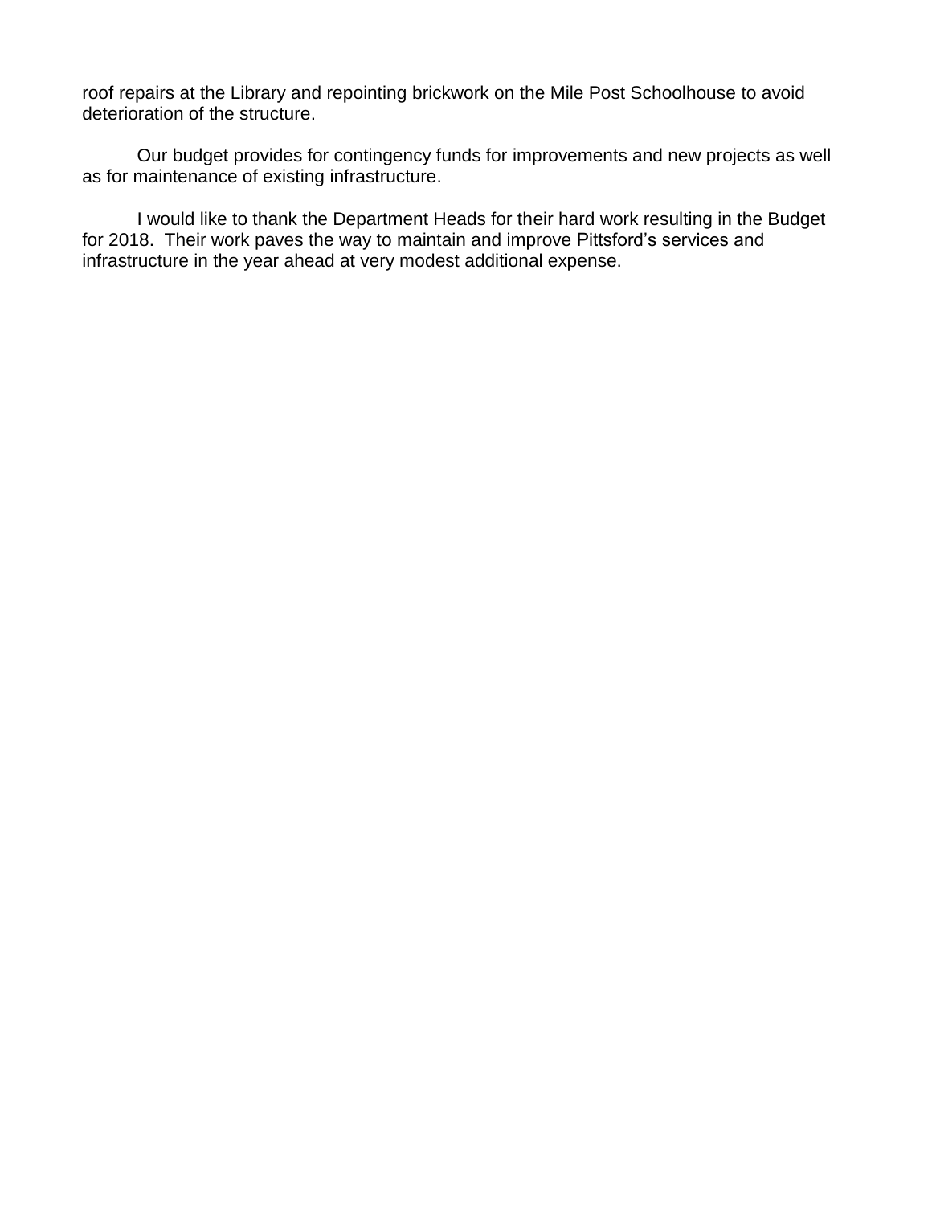roof repairs at the Library and repointing brickwork on the Mile Post Schoolhouse to avoid deterioration of the structure.

Our budget provides for contingency funds for improvements and new projects as well as for maintenance of existing infrastructure.

I would like to thank the Department Heads for their hard work resulting in the Budget for 2018. Their work paves the way to maintain and improve Pittsford's services and infrastructure in the year ahead at very modest additional expense.